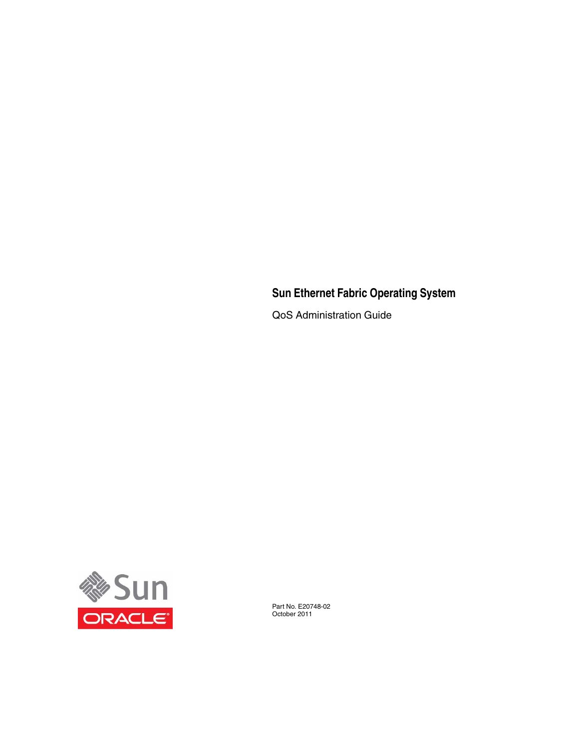# Sun Ethernet Fabric Operating System

QoS Administration Guide

Part No. E20748-02
October 2011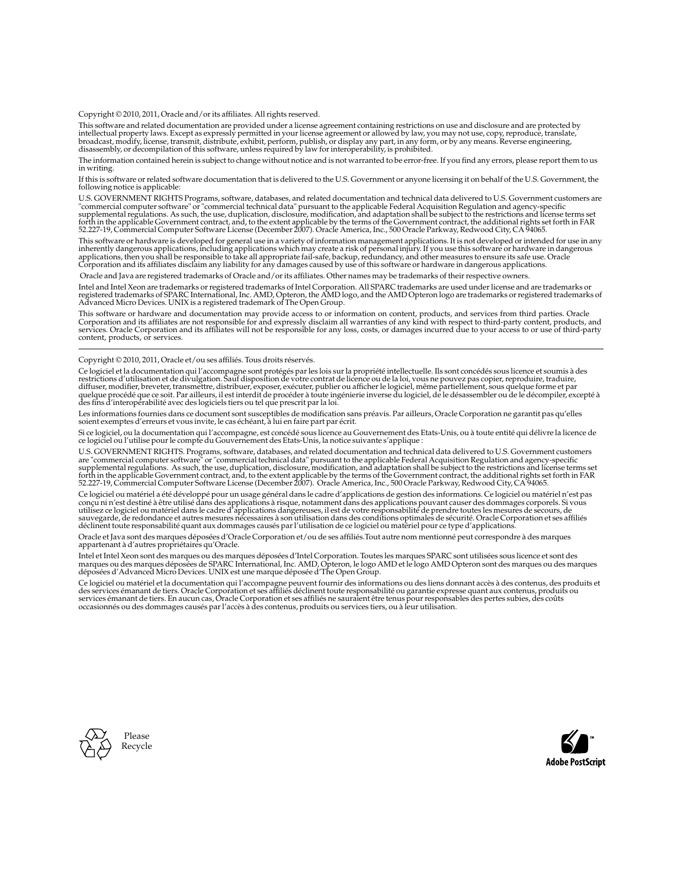Copyright © 2010, 2011, Oracle and/or its affiliates. All rights reserved.

This software and related documentation are provided under a license agreement containing restrictions on use and disclosure and are protected by intellectual property laws. Except as expressly permitted in your license agreement or allowed by law, you may not use, copy, reproduce, translate, broadcast, modify, license, transmit, distribute, exhibit, perform, publish, or display any part, in any form, or by any means. Reverse engineering, disassembly, or decompilation of this software, unless required by law for interoperability, is prohibited.

The information contained herein is subject to change without notice and is not warranted to be error-free. If you find any errors, please report them to us in writing.

If this is software or related software documentation that is delivered to the U.S. Government or anyone licensing it on behalf of the U.S. Government, the following notice is applicable:

U.S. GOVERNMENT RIGHTS Programs, software, databases, and related documentation and technical data delivered to U.S. Government customers are "commercial computer software" or "commercial technical data" pursuant to the applicable Federal Acquisition Regulation and agency-specific supplemental regulations. As such, the use, duplication, disclosure, modification, and adaptation shall be subject to the restrictions and license terms set forth in the applicable Government contract, and, to the extent applicable by the terms of the Government contract, the additional rights set forth in FAR 52.227-19, Commercial Computer Software License (December 2007). Oracle America, Inc., 500 Oracle Parkway, Redwood City, CA 94065.

This software or hardware is developed for general use in a variety of information management applications. It is not developed or intended for use in any inherently dangerous applications, including applications which may create a risk of personal injury. If you use this software or hardware in dangerous applications, then you shall be responsible to take all appropriate fail-safe, backup, redundancy, and other measures to ensure its safe use. Oracle Corporation and its affiliates disclaim any liability for any damages caused by use of this software or hardware in dangerous applications.

Oracle and Java are registered trademarks of Oracle and/or its affiliates. Other names may be trademarks of their respective owners.

Intel and Intel Xeon are trademarks or registered trademarks of Intel Corporation. All SPARC trademarks are used under license and are trademarks or registered trademarks of SPARC International, Inc. AMD, Opteron, the AMD logo, and the AMD Opteron logo are trademarks or registered trademarks of Advanced Micro Devices. UNIX is a registered trademark of The Open Group.

This software or hardware and documentation may provide access to or information on content, products, and services from third parties. Oracle Corporation and its affiliates are not responsible for and expressly disclaim all warranties of any kind with respect to third-party content, products, and services. Oracle Corporation and its affiliates will not be responsible for any loss, costs, or damages incurred due to your access to or use of third-party content, products, or services.

---

Copyright © 2010, 2011, Oracle et/ou ses affiliés. Tous droits réservés.

Ce logiciel et la documentation qui l'accompagne sont protégés par les lois sur la propriété intellectuelle. Ils sont concédés sous licence et soumis à des restrictions d'utilisation et de divulgation. Sauf disposition de votre contrat de licence ou de la loi, vous ne pouvez pas copier, reproduire, traduire, diffuser, modifier, breveter, transmettre, distribuer, exposer, exécuter, publier ou afficher le logiciel, même partiellement, sous quelque forme et par quelque procédé que ce soit. Par ailleurs, il est interdit de procéder à toute ingénierie inverse du logiciel, de le désassembler ou de le décompiler, excepté à des fins d'interopérabilité avec des logiciels tiers ou tel que prescrit par la loi.

Les informations fournies dans ce document sont susceptibles de modification sans préavis. Par ailleurs, Oracle Corporation ne garantit pas qu'elles soient exemptes d'erreurs et vous invite, le cas échéant, à lui en faire part par écrit.

Si ce logiciel, ou la documentation qui l'accompagne, est concédé sous licence au Gouvernement des Etats-Unis, ou à toute entité qui délivre la licence de ce logiciel ou l'utilise pour le compte du Gouvernement des Etats-Unis, la notice suivante s'applique :

U.S. GOVERNMENT RIGHTS. Programs, software, databases, and related documentation and technical data delivered to U.S. Government customers are "commercial computer software" or "commercial technical data" pursuant to the applicable Federal Acquisition Regulation and agency-specific supplemental regulations. As such, the use, duplication, disclosure, modification, and adaptation shall be subject to the restrictions and license terms set forth in the applicable Government contract, and, to the extent applicable by the terms of the Government contract, the additional rights set forth in FAR 52.227-19, Commercial Computer Software License (December 2007). Oracle America, Inc., 500 Oracle Parkway, Redwood City, CA 94065.

Ce logiciel ou matériel a été développé pour un usage général dans le cadre d'applications de gestion des informations. Ce logiciel ou matériel n'est pas conçu ni n'est destiné à être utilisé dans des applications à risque, notamment dans des applications pouvant causer des dommages corporels. Si vous utilisez ce logiciel ou matériel dans le cadre d'applications dangereuses, il est de votre responsabilité de prendre toutes les mesures de secours, de sauvegarde, de redondance et autres mesures nécessaires à son utilisation dans des conditions optimales de sécurité. Oracle Corporation et ses affiliés déclinent toute responsabilité quant aux dommages causés par l'utilisation de ce logiciel ou matériel pour ce type d'applications.

Oracle et Java sont des marques déposées d'Oracle Corporation et/ou de ses affiliés.Tout autre nom mentionné peut correspondre à des marques appartenant à d'autres propriétaires qu'Oracle.

Intel et Intel Xeon sont des marques ou des marques déposées d'Intel Corporation. Toutes les marques SPARC sont utilisées sous licence et sont des marques ou des marques déposées de SPARC International, Inc. AMD, Opteron, le logo AMD et le logo AMD Opteron sont des marques ou des marques déposées d'Advanced Micro Devices. UNIX est une marque déposée d'The Open Group.

Ce logiciel ou matériel et la documentation qui l'accompagne peuvent fournir des informations ou des liens donnant accès à des contenus, des produits et des services émanant de tiers. Oracle Corporation et ses affiliés déclinent toute responsabilité ou garantie expresse quant aux contenus, produits ou services émanant de tiers. En aucun cas, Oracle Corporation et ses affiliés ne sauraient être tenus pour responsables des pertes subies, des coûts occasionnés ou des dommages causés par l'accès à des contenus, produits ou services tiers, ou à leur utilisation.

Please Recycle

Adobe PostScript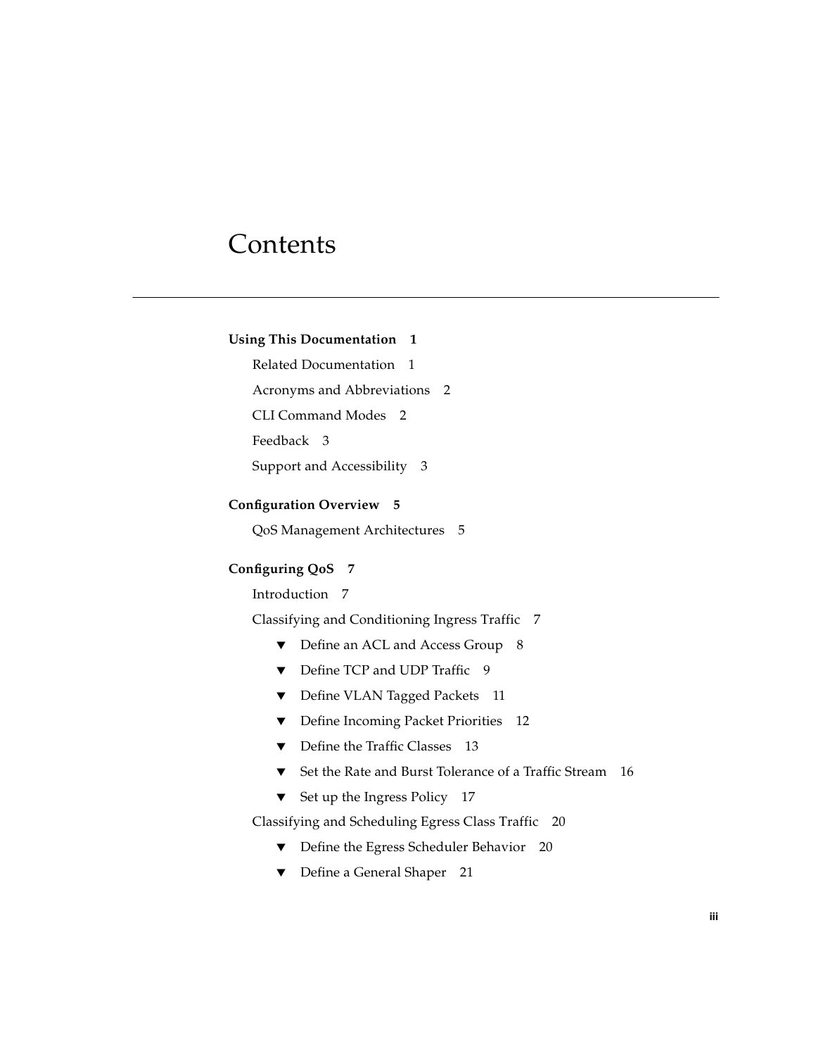# Contents

**Using This Documentation 1**

- Related Documentation 1
- Acronyms and Abbreviations 2
- CLI Command Modes 2
- Feedback 3
- Support and Accessibility 3

**Configuration Overview 5**

- QoS Management Architectures 5

**Configuring QoS 7**

- Introduction 7
- Classifying and Conditioning Ingress Traffic 7
    - ▼ Define an ACL and Access Group 8
    - ▼ Define TCP and UDP Traffic 9
    - ▼ Define VLAN Tagged Packets 11
    - ▼ Define Incoming Packet Priorities 12
    - ▼ Define the Traffic Classes 13
    - ▼ Set the Rate and Burst Tolerance of a Traffic Stream 16
    - ▼ Set up the Ingress Policy 17
- Classifying and Scheduling Egress Class Traffic 20
    - ▼ Define the Egress Scheduler Behavior 20
    - ▼ Define a General Shaper 21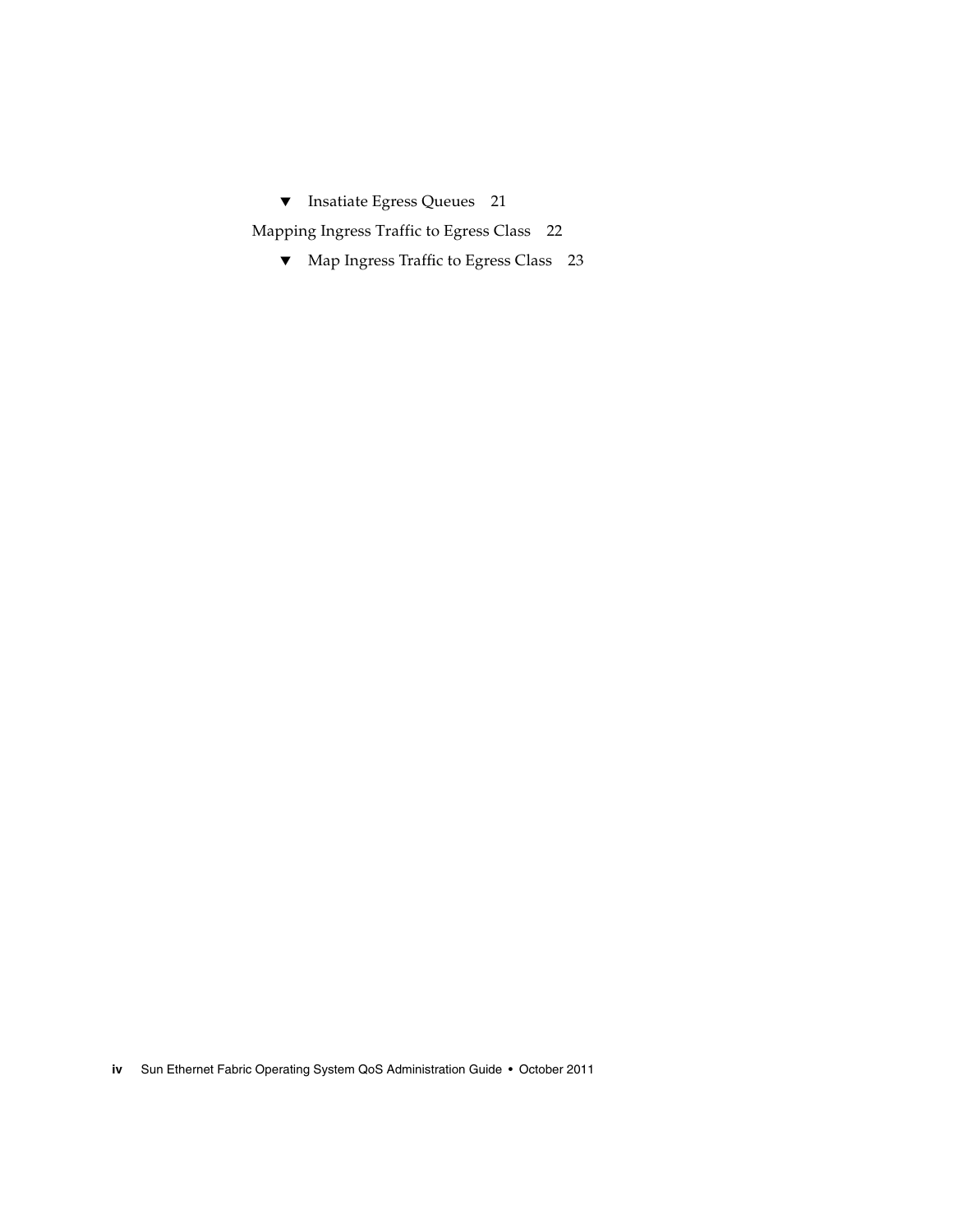- ▼ Insatiate Egress Queues 21

Mapping Ingress Traffic to Egress Class 22

- ▼ Map Ingress Traffic to Egress Class 23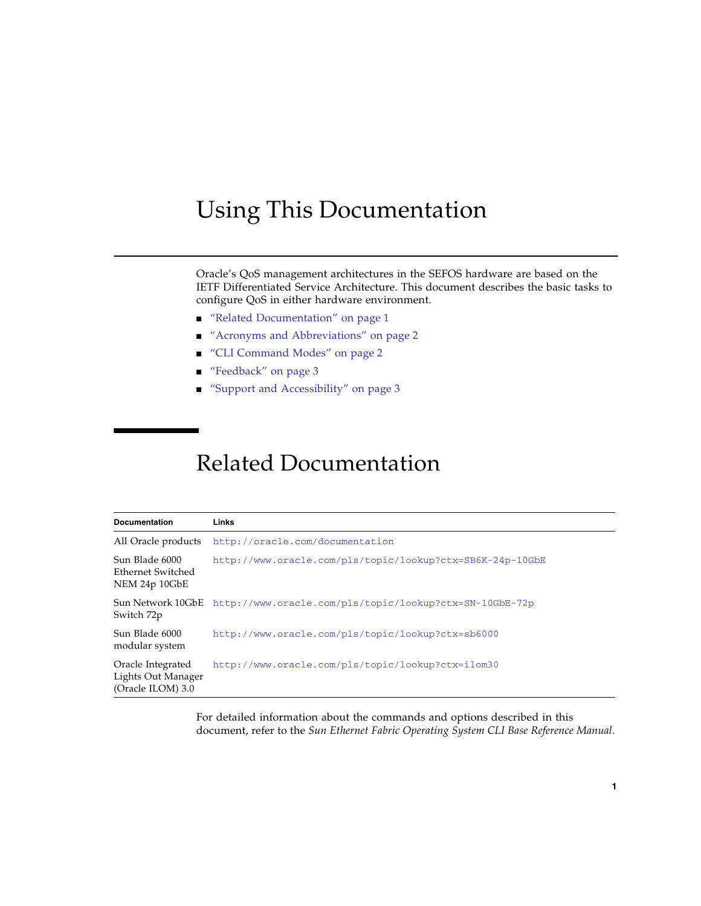# Using This Documentation

Oracle's QoS management architectures in the SEFOS hardware are based on the IETF Differentiated Service Architecture. This document describes the basic tasks to configure QoS in either hardware environment.

- "Related Documentation" on page 1
- "Acronyms and Abbreviations" on page 2
- "CLI Command Modes" on page 2
- "Feedback" on page 3
- "Support and Accessibility" on page 3

## Related Documentation

| Documentation | Links |
|---|---|
| All Oracle products | `http://oracle.com/documentation` |
| Sun Blade 6000 Ethernet Switched NEM 24p 10GbE | `http://www.oracle.com/pls/topic/lookup?ctx=SB6K-24p-10GbE` |
| Sun Network 10GbE Switch 72p | `http://www.oracle.com/pls/topic/lookup?ctx=SN-10GbE-72p` |
| Sun Blade 6000 modular system | `http://www.oracle.com/pls/topic/lookup?ctx=sb6000` |
| Oracle Integrated Lights Out Manager (Oracle ILOM) 3.0 | `http://www.oracle.com/pls/topic/lookup?ctx=ilom30` |

For detailed information about the commands and options described in this document, refer to the *Sun Ethernet Fabric Operating System CLI Base Reference Manual*.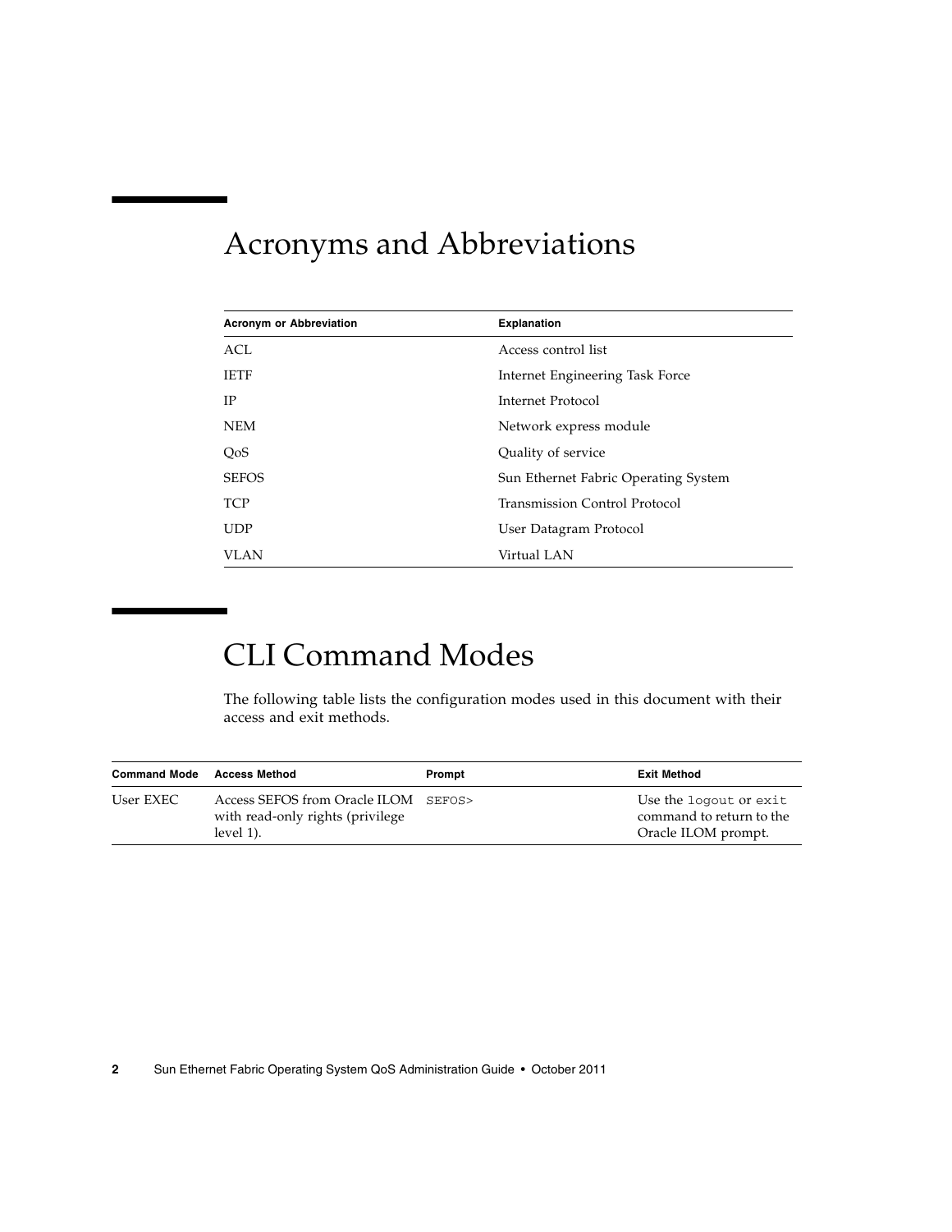# Acronyms and Abbreviations

| Acronym or Abbreviation | Explanation |
|---|---|
| ACL | Access control list |
| IETF | Internet Engineering Task Force |
| IP | Internet Protocol |
| NEM | Network express module |
| QoS | Quality of service |
| SEFOS | Sun Ethernet Fabric Operating System |
| TCP | Transmission Control Protocol |
| UDP | User Datagram Protocol |
| VLAN | Virtual LAN |

# CLI Command Modes

The following table lists the configuration modes used in this document with their access and exit methods.

| Command Mode | Access Method | Prompt | Exit Method |
|---|---|---|---|
| User EXEC | Access SEFOS from Oracle ILOM with read-only rights (privilege level 1). | `SEFOS>` | Use the `logout` or `exit` command to return to the Oracle ILOM prompt. |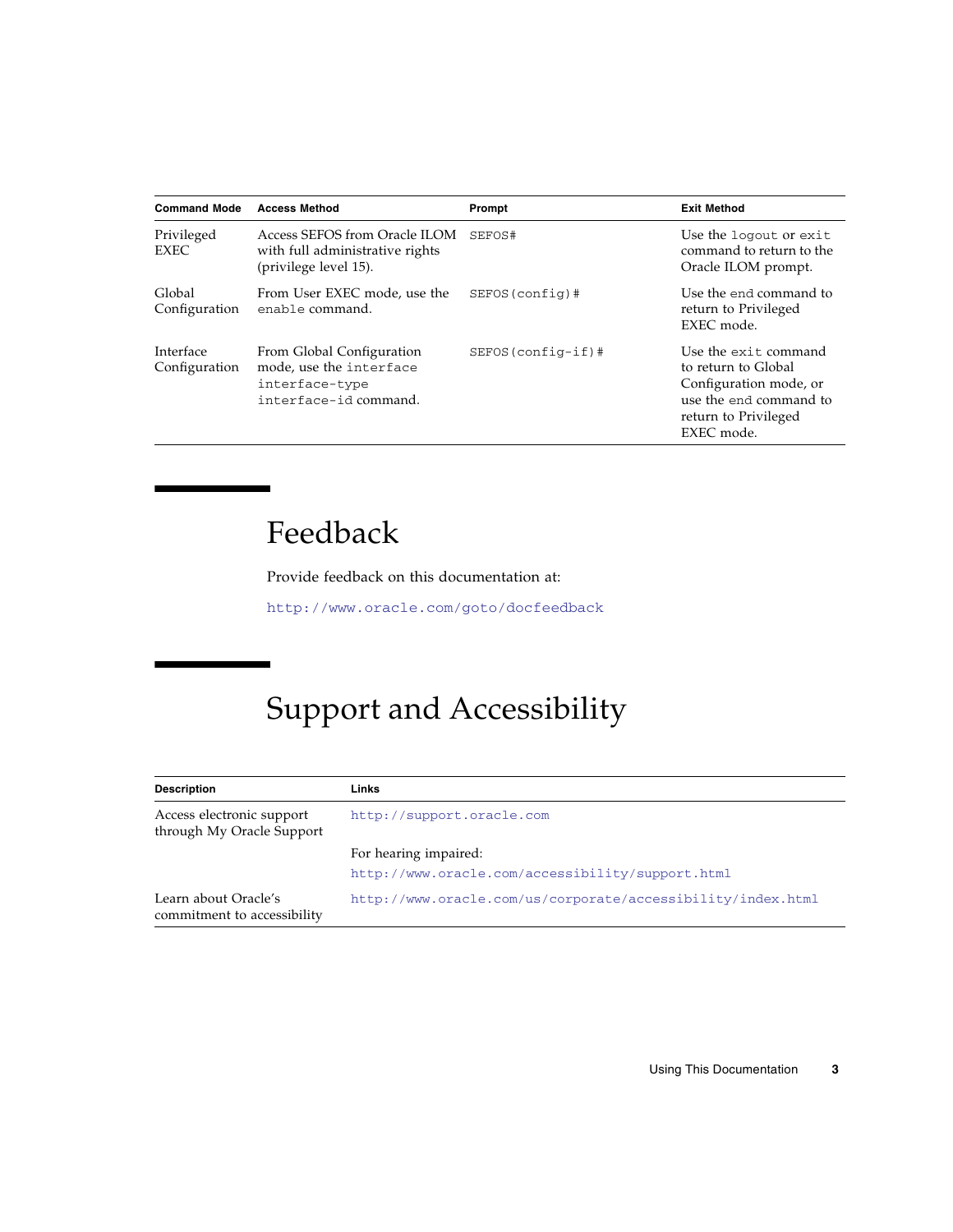| Command Mode | Access Method | Prompt | Exit Method |
| --- | --- | --- | --- |
| Privileged EXEC | Access SEFOS from Oracle ILOM with full administrative rights (privilege level 15). | `SEFOS#` | Use the `logout` or `exit` command to return to the Oracle ILOM prompt. |
| Global Configuration | From User EXEC mode, use the `enable` command. | `SEFOS(config)#` | Use the `end` command to return to Privileged EXEC mode. |
| Interface Configuration | From Global Configuration mode, use the `interface interface-type interface-id` command. | `SEFOS(config-if)#` | Use the `exit` command to return to Global Configuration mode, or use the `end` command to return to Privileged EXEC mode. |

# Feedback

Provide feedback on this documentation at:

http://www.oracle.com/goto/docfeedback

# Support and Accessibility

| Description | Links |
| --- | --- |
| Access electronic support through My Oracle Support | http://support.oracle.com |
| | For hearing impaired: http://www.oracle.com/accessibility/support.html |
| Learn about Oracle's commitment to accessibility | http://www.oracle.com/us/corporate/accessibility/index.html |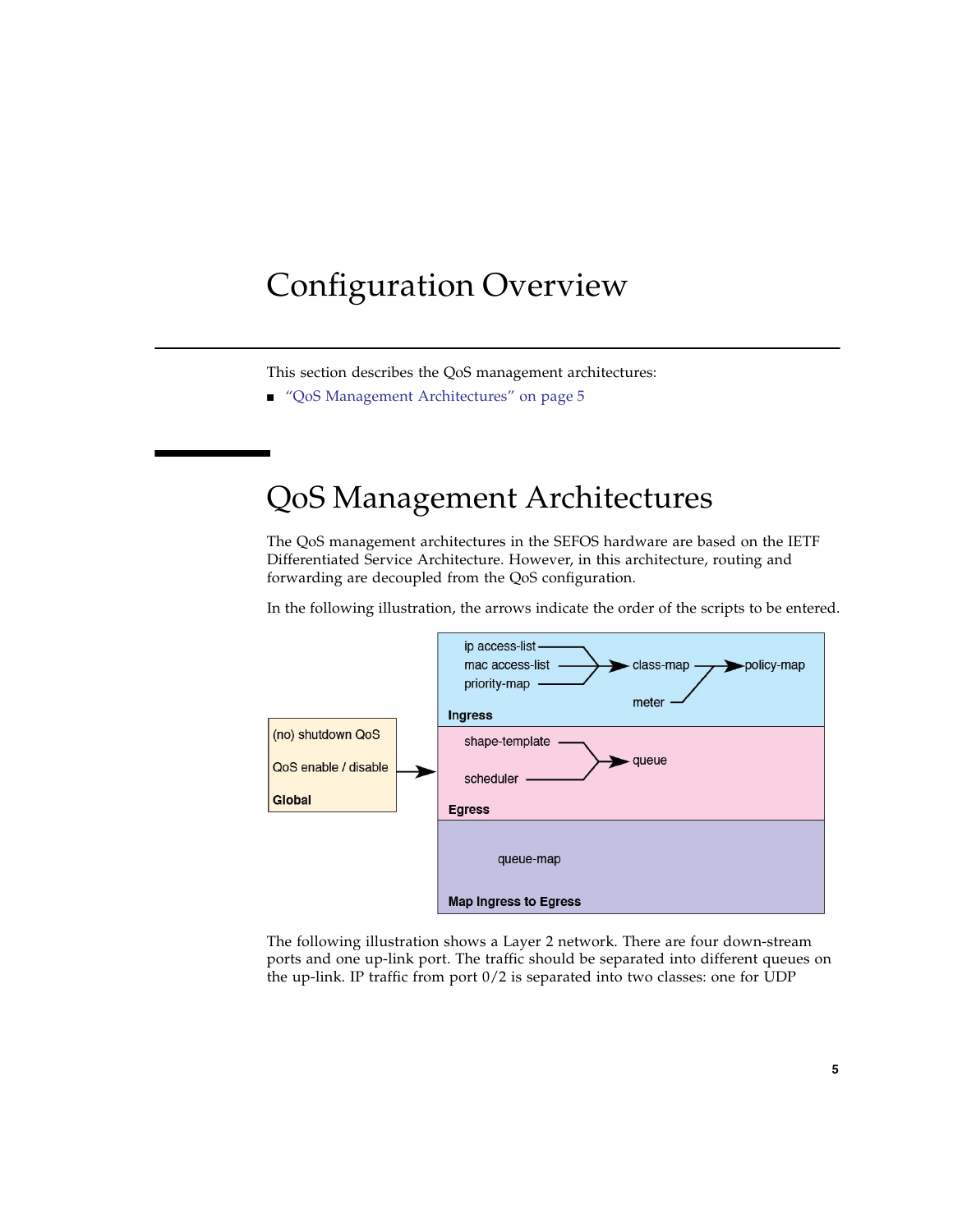# Configuration Overview

This section describes the QoS management architectures:

- "QoS Management Architectures" on page 5

## QoS Management Architectures

The QoS management architectures in the SEFOS hardware are based on the IETF Differentiated Service Architecture. However, in this architecture, routing and forwarding are decoupled from the QoS configuration.

In the following illustration, the arrows indicate the order of the scripts to be entered.

The following illustration shows a Layer 2 network. There are four down-stream ports and one up-link port. The traffic should be separated into different queues on the up-link. IP traffic from port 0/2 is separated into two classes: one for UDP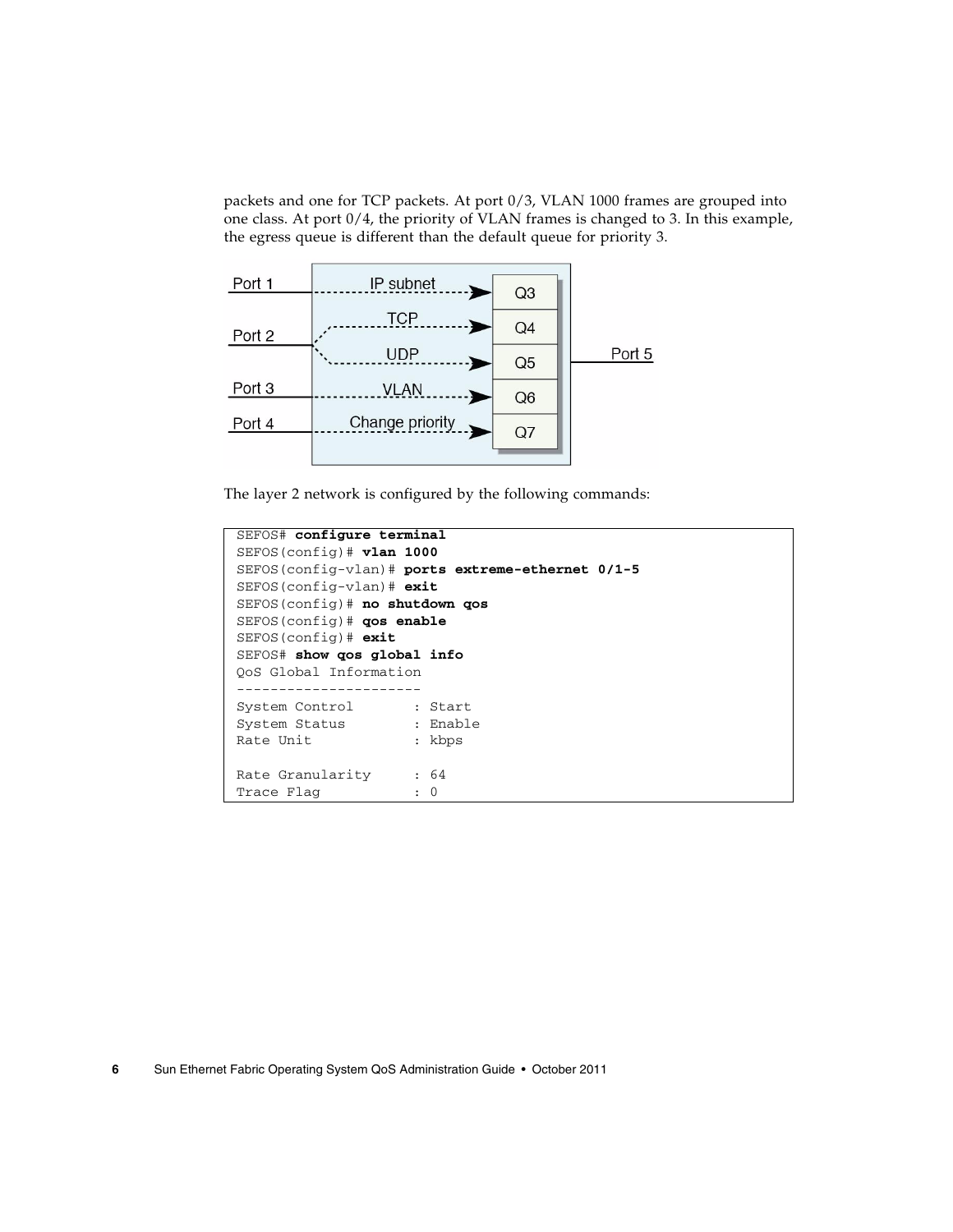packets and one for TCP packets. At port 0/3, VLAN 1000 frames are grouped into one class. At port 0/4, the priority of VLAN frames is changed to 3. In this example, the egress queue is different than the default queue for priority 3.

The layer 2 network is configured by the following commands:

```
SEFOS# configure terminal
SEFOS(config)# vlan 1000
SEFOS(config-vlan)# ports extreme-ethernet 0/1-5
SEFOS(config-vlan)# exit
SEFOS(config)# no shutdown qos
SEFOS(config)# qos enable
SEFOS(config)# exit
SEFOS# show qos global info
QoS Global Information
----------------------
System Control       : Start
System Status        : Enable
Rate Unit            : kbps

Rate Granularity     : 64
Trace Flag           : 0
```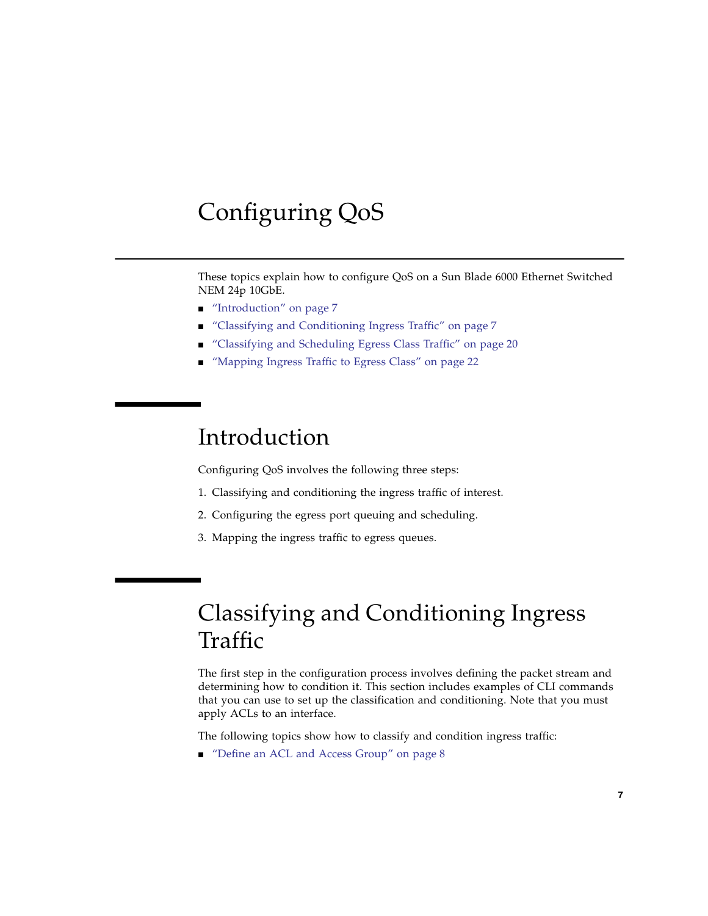# Configuring QoS

These topics explain how to configure QoS on a Sun Blade 6000 Ethernet Switched NEM 24p 10GbE.

- "Introduction" on page 7
- "Classifying and Conditioning Ingress Traffic" on page 7
- "Classifying and Scheduling Egress Class Traffic" on page 20
- "Mapping Ingress Traffic to Egress Class" on page 22

## Introduction

Configuring QoS involves the following three steps:

1. Classifying and conditioning the ingress traffic of interest.
2. Configuring the egress port queuing and scheduling.
3. Mapping the ingress traffic to egress queues.

## Classifying and Conditioning Ingress Traffic

The first step in the configuration process involves defining the packet stream and determining how to condition it. This section includes examples of CLI commands that you can use to set up the classification and conditioning. Note that you must apply ACLs to an interface.

The following topics show how to classify and condition ingress traffic:

- "Define an ACL and Access Group" on page 8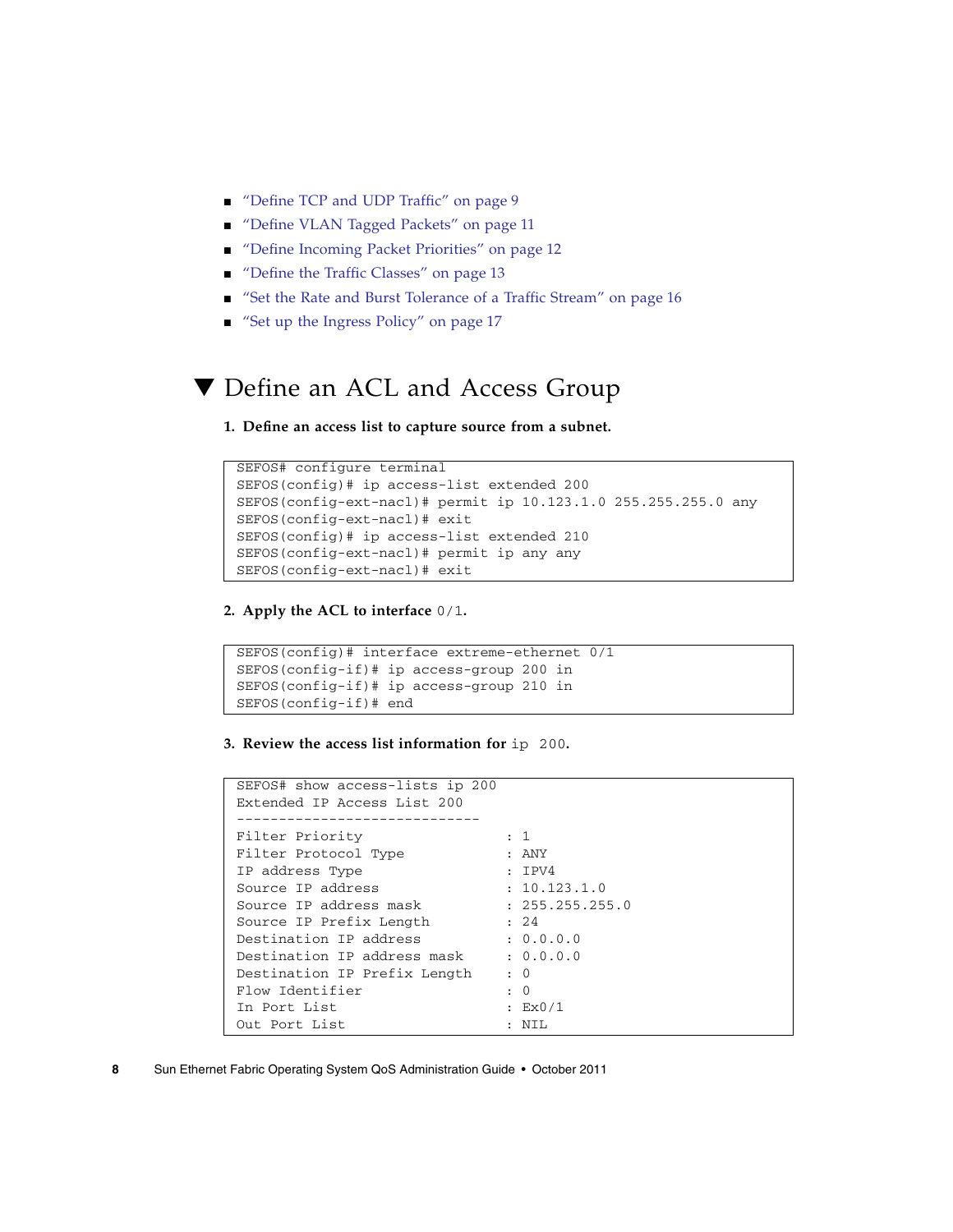- "Define TCP and UDP Traffic" on page 9
- "Define VLAN Tagged Packets" on page 11
- "Define Incoming Packet Priorities" on page 12
- "Define the Traffic Classes" on page 13
- "Set the Rate and Burst Tolerance of a Traffic Stream" on page 16
- "Set up the Ingress Policy" on page 17

## ▼ Define an ACL and Access Group

**1. Define an access list to capture source from a subnet.**

```
SEFOS# configure terminal
SEFOS(config)# ip access-list extended 200
SEFOS(config-ext-nacl)# permit ip 10.123.1.0 255.255.255.0 any
SEFOS(config-ext-nacl)# exit
SEFOS(config)# ip access-list extended 210
SEFOS(config-ext-nacl)# permit ip any any
SEFOS(config-ext-nacl)# exit
```

**2. Apply the ACL to interface `0/1`.**

```
SEFOS(config)# interface extreme-ethernet 0/1
SEFOS(config-if)# ip access-group 200 in
SEFOS(config-if)# ip access-group 210 in
SEFOS(config-if)# end
```

**3. Review the access list information for `ip 200`.**

```
SEFOS# show access-lists ip 200
Extended IP Access List 200
-----------------------------
Filter Priority                    : 1
Filter Protocol Type               : ANY
IP address Type                    : IPV4
Source IP address                  : 10.123.1.0
Source IP address mask             : 255.255.255.0
Source IP Prefix Length            : 24
Destination IP address             : 0.0.0.0
Destination IP address mask        : 0.0.0.0
Destination IP Prefix Length       : 0
Flow Identifier                    : 0
In Port List                       : Ex0/1
Out Port List                      : NIL
```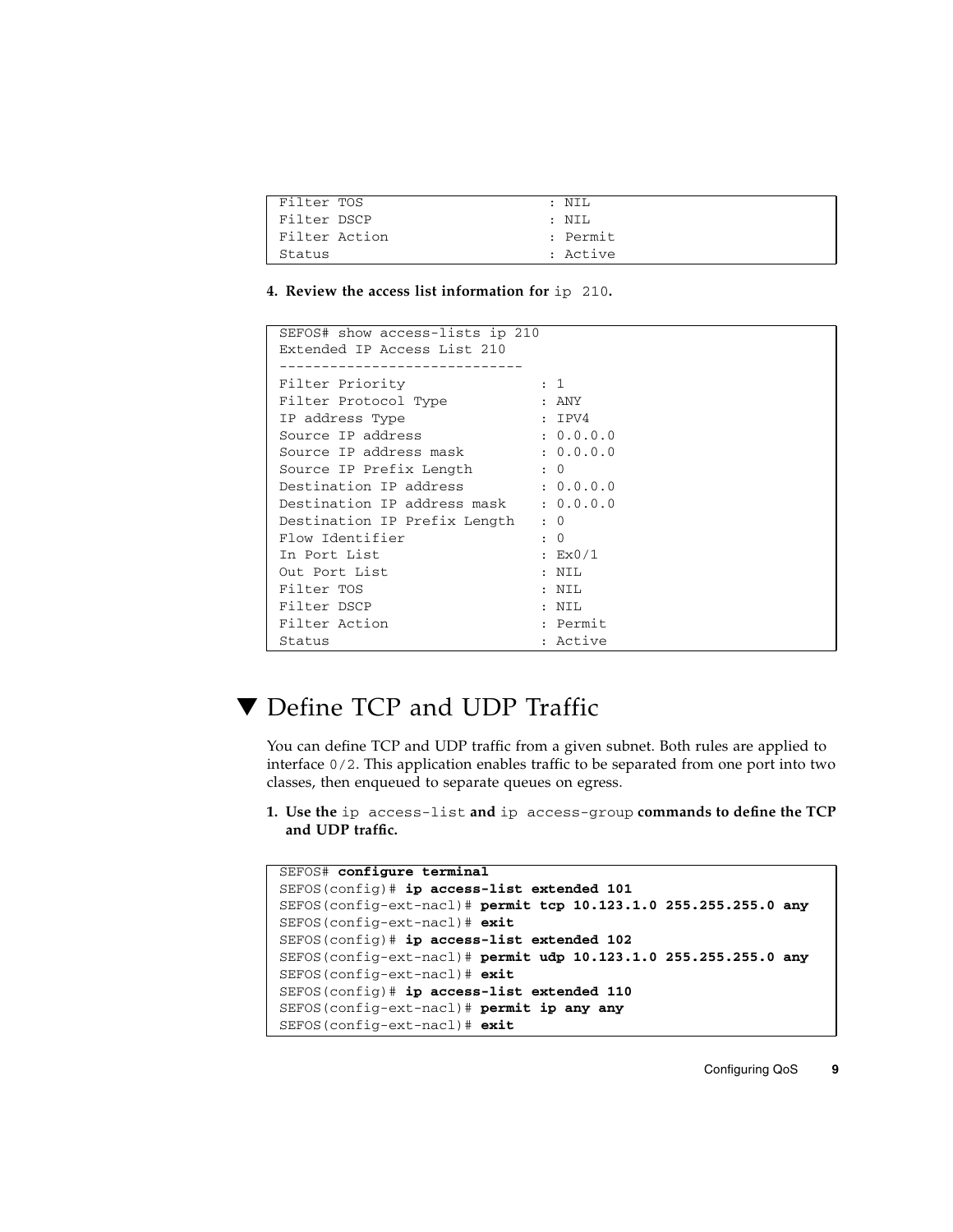```
Filter TOS                          : NIL
Filter DSCP                         : NIL
Filter Action                       : Permit
Status                              : Active
```

**4. Review the access list information for** `ip 210`**.**

```
SEFOS# show access-lists ip 210
Extended IP Access List 210
-----------------------------
Filter Priority                : 1
Filter Protocol Type           : ANY
IP address Type                : IPV4
Source IP address              : 0.0.0.0
Source IP address mask         : 0.0.0.0
Source IP Prefix Length        : 0
Destination IP address         : 0.0.0.0
Destination IP address mask    : 0.0.0.0
Destination IP Prefix Length   : 0
Flow Identifier                : 0
In Port List                   : Ex0/1
Out Port List                  : NIL
Filter TOS                     : NIL
Filter DSCP                    : NIL
Filter Action                  : Permit
Status                         : Active
```

## ▼ Define TCP and UDP Traffic

You can define TCP and UDP traffic from a given subnet. Both rules are applied to interface `0/2`. This application enables traffic to be separated from one port into two classes, then enqueued to separate queues on egress.

**1. Use the** `ip access-list` **and** `ip access-group` **commands to define the TCP and UDP traffic.**

```
SEFOS# configure terminal
SEFOS(config)# ip access-list extended 101
SEFOS(config-ext-nacl)# permit tcp 10.123.1.0 255.255.255.0 any
SEFOS(config-ext-nacl)# exit
SEFOS(config)# ip access-list extended 102
SEFOS(config-ext-nacl)# permit udp 10.123.1.0 255.255.255.0 any
SEFOS(config-ext-nacl)# exit
SEFOS(config)# ip access-list extended 110
SEFOS(config-ext-nacl)# permit ip any any
SEFOS(config-ext-nacl)# exit
```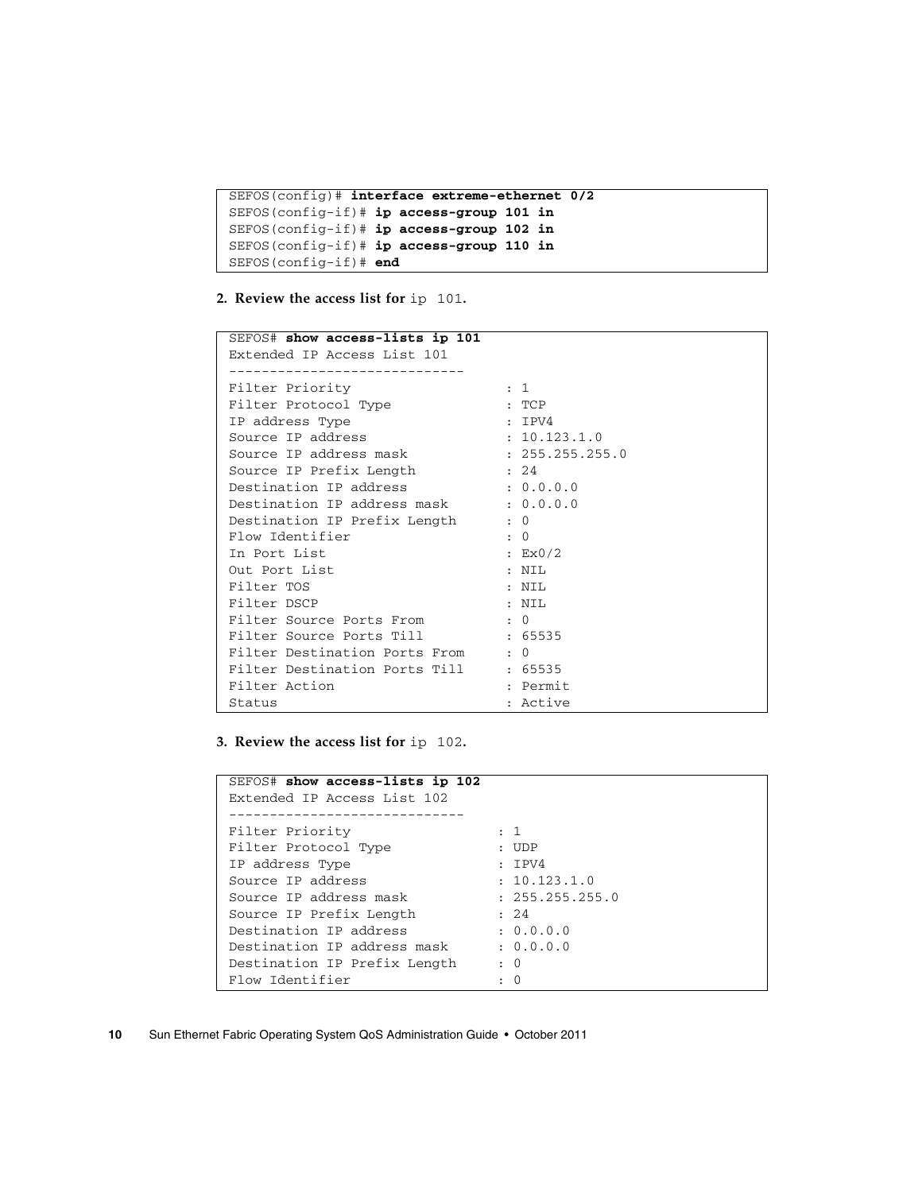```
SEFOS(config)# interface extreme-ethernet 0/2
SEFOS(config-if)# ip access-group 101 in
SEFOS(config-if)# ip access-group 102 in
SEFOS(config-if)# ip access-group 110 in
SEFOS(config-if)# end
```

**2. Review the access list for** `ip 101`**.**

```
SEFOS# show access-lists ip 101
Extended IP Access List 101
-----------------------------
Filter Priority                  : 1
Filter Protocol Type             : TCP
IP address Type                  : IPV4
Source IP address                : 10.123.1.0
Source IP address mask           : 255.255.255.0
Source IP Prefix Length          : 24
Destination IP address           : 0.0.0.0
Destination IP address mask      : 0.0.0.0
Destination IP Prefix Length     : 0
Flow Identifier                  : 0
In Port List                     : Ex0/2
Out Port List                    : NIL
Filter TOS                       : NIL
Filter DSCP                      : NIL
Filter Source Ports From         : 0
Filter Source Ports Till         : 65535
Filter Destination Ports From    : 0
Filter Destination Ports Till    : 65535
Filter Action                    : Permit
Status                           : Active
```

**3. Review the access list for** `ip 102`**.**

```
SEFOS# show access-lists ip 102
Extended IP Access List 102
-----------------------------
Filter Priority                 : 1
Filter Protocol Type            : UDP
IP address Type                 : IPV4
Source IP address               : 10.123.1.0
Source IP address mask          : 255.255.255.0
Source IP Prefix Length         : 24
Destination IP address          : 0.0.0.0
Destination IP address mask     : 0.0.0.0
Destination IP Prefix Length    : 0
Flow Identifier                 : 0
```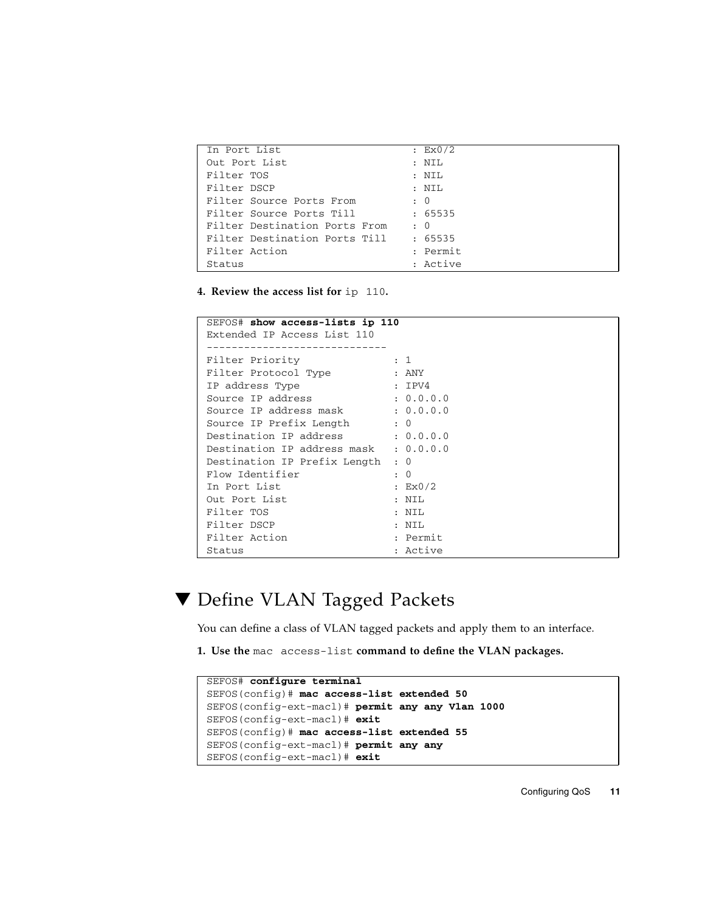```
In Port List                    : Ex0/2
Out Port List                   : NIL
Filter TOS                      : NIL
Filter DSCP                     : NIL
Filter Source Ports From        : 0
Filter Source Ports Till        : 65535
Filter Destination Ports From   : 0
Filter Destination Ports Till   : 65535
Filter Action                   : Permit
Status                          : Active
```

4. **Review the access list for** `ip 110`**.**

```
SEFOS# show access-lists ip 110
Extended IP Access List 110
-----------------------------
Filter Priority              : 1
Filter Protocol Type         : ANY
IP address Type              : IPV4
Source IP address            : 0.0.0.0
Source IP address mask       : 0.0.0.0
Source IP Prefix Length      : 0
Destination IP address       : 0.0.0.0
Destination IP address mask  : 0.0.0.0
Destination IP Prefix Length : 0
Flow Identifier              : 0
In Port List                 : Ex0/2
Out Port List                : NIL
Filter TOS                   : NIL
Filter DSCP                  : NIL
Filter Action                : Permit
Status                       : Active
```

## ▼ Define VLAN Tagged Packets

You can define a class of VLAN tagged packets and apply them to an interface.

1. **Use the** `mac access-list` **command to define the VLAN packages.**

```
SEFOS# configure terminal
SEFOS(config)# mac access-list extended 50
SEFOS(config-ext-macl)# permit any any Vlan 1000
SEFOS(config-ext-macl)# exit
SEFOS(config)# mac access-list extended 55
SEFOS(config-ext-macl)# permit any any
SEFOS(config-ext-macl)# exit
```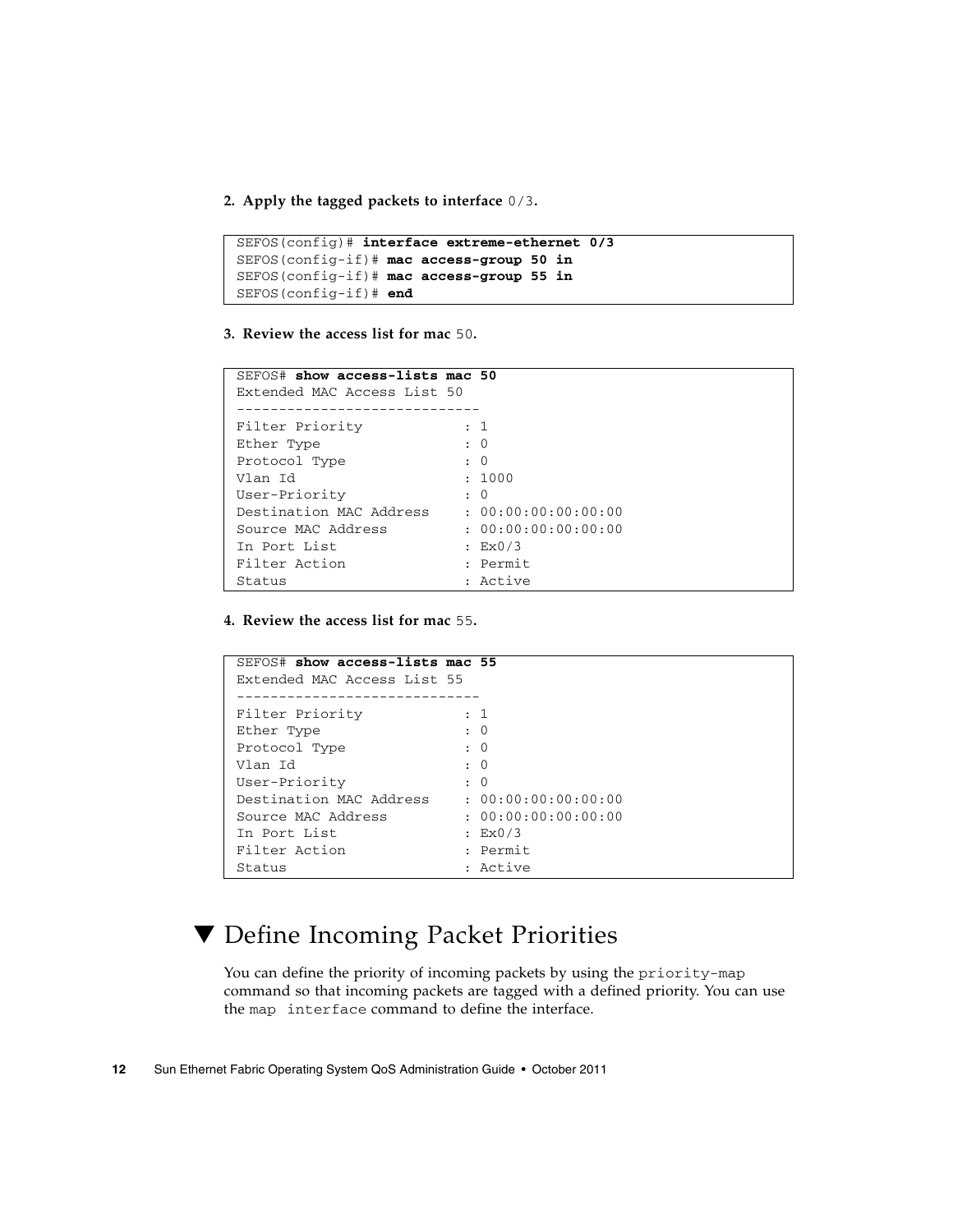2. **Apply the tagged packets to interface `0/3`.**

```
SEFOS(config)# interface extreme-ethernet 0/3
SEFOS(config-if)# mac access-group 50 in
SEFOS(config-if)# mac access-group 55 in
SEFOS(config-if)# end
```

3. **Review the access list for mac `50`.**

```
SEFOS# show access-lists mac 50
Extended MAC Access List 50
-----------------------------
Filter Priority            : 1
Ether Type                 : 0
Protocol Type              : 0
Vlan Id                    : 1000
User-Priority              : 0
Destination MAC Address    : 00:00:00:00:00:00
Source MAC Address         : 00:00:00:00:00:00
In Port List               : Ex0/3
Filter Action              : Permit
Status                     : Active
```

4. **Review the access list for mac `55`.**

```
SEFOS# show access-lists mac 55
Extended MAC Access List 55
-----------------------------
Filter Priority            : 1
Ether Type                 : 0
Protocol Type              : 0
Vlan Id                    : 0
User-Priority              : 0
Destination MAC Address    : 00:00:00:00:00:00
Source MAC Address         : 00:00:00:00:00:00
In Port List               : Ex0/3
Filter Action              : Permit
Status                     : Active
```

## ▼ Define Incoming Packet Priorities

You can define the priority of incoming packets by using the `priority-map` command so that incoming packets are tagged with a defined priority. You can use the `map interface` command to define the interface.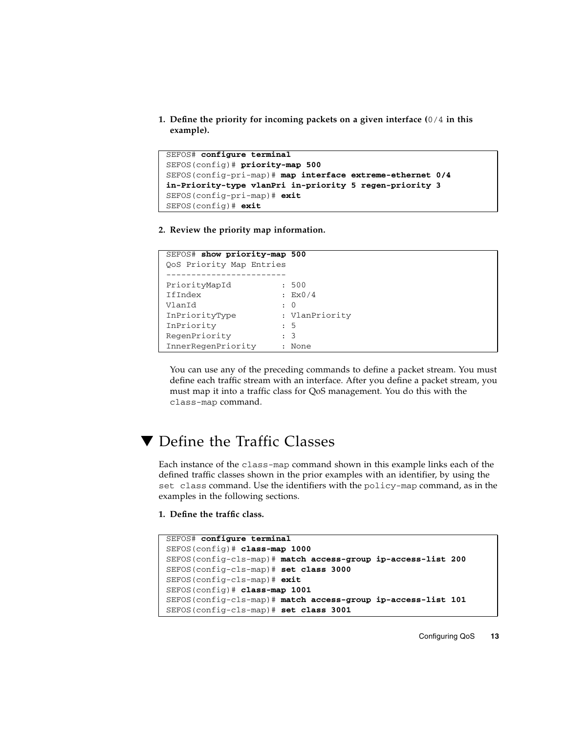1. **Define the priority for incoming packets on a given interface (`0/4` in this example).**

```
SEFOS# configure terminal
SEFOS(config)# priority-map 500
SEFOS(config-pri-map)# map interface extreme-ethernet 0/4
in-Priority-type vlanPri in-priority 5 regen-priority 3
SEFOS(config-pri-map)# exit
SEFOS(config)# exit
```

2. **Review the priority map information.**

```
SEFOS# show priority-map 500
QoS Priority Map Entries
------------------------
PriorityMapId          : 500
IfIndex                : Ex0/4
VlanId                 : 0
InPriorityType         : VlanPriority
InPriority             : 5
RegenPriority          : 3
InnerRegenPriority     : None
```

You can use any of the preceding commands to define a packet stream. You must define each traffic stream with an interface. After you define a packet stream, you must map it into a traffic class for QoS management. You do this with the `class-map` command.

## ▼ Define the Traffic Classes

Each instance of the `class-map` command shown in this example links each of the defined traffic classes shown in the prior examples with an identifier, by using the `set class` command. Use the identifiers with the `policy-map` command, as in the examples in the following sections.

1. **Define the traffic class.**

```
SEFOS# configure terminal
SEFOS(config)# class-map 1000
SEFOS(config-cls-map)# match access-group ip-access-list 200
SEFOS(config-cls-map)# set class 3000
SEFOS(config-cls-map)# exit
SEFOS(config)# class-map 1001
SEFOS(config-cls-map)# match access-group ip-access-list 101
SEFOS(config-cls-map)# set class 3001
```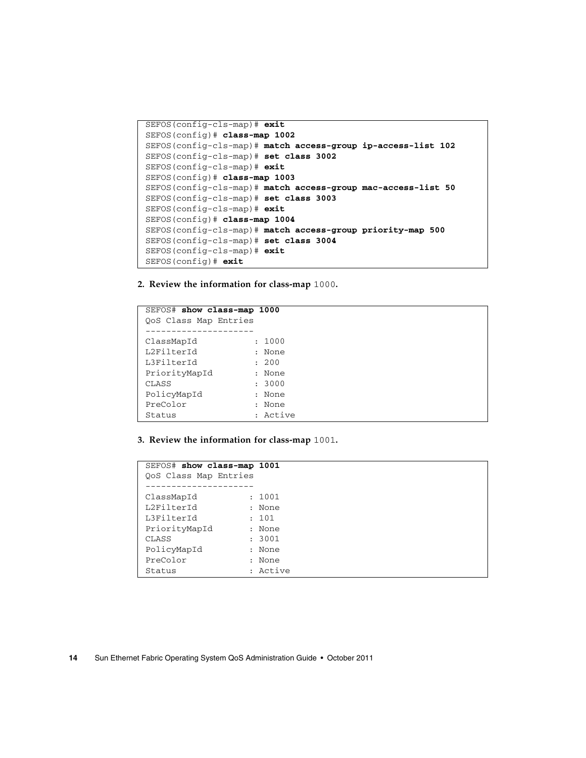```
SEFOS(config-cls-map)# exit
SEFOS(config)# class-map 1002
SEFOS(config-cls-map)# match access-group ip-access-list 102
SEFOS(config-cls-map)# set class 3002
SEFOS(config-cls-map)# exit
SEFOS(config)# class-map 1003
SEFOS(config-cls-map)# match access-group mac-access-list 50
SEFOS(config-cls-map)# set class 3003
SEFOS(config-cls-map)# exit
SEFOS(config)# class-map 1004
SEFOS(config-cls-map)# match access-group priority-map 500
SEFOS(config-cls-map)# set class 3004
SEFOS(config-cls-map)# exit
SEFOS(config)# exit
```

2. **Review the information for class-map** `1000`**.**

```
SEFOS# show class-map 1000
QoS Class Map Entries
---------------------
ClassMapId           : 1000
L2FilterId           : None
L3FilterId           : 200
PriorityMapId        : None
CLASS                : 3000
PolicyMapId          : None
PreColor             : None
Status               : Active
```

3. **Review the information for class-map** `1001`**.**

```
SEFOS# show class-map 1001
QoS Class Map Entries
---------------------
ClassMapId          : 1001
L2FilterId          : None
L3FilterId          : 101
PriorityMapId       : None
CLASS               : 3001
PolicyMapId         : None
PreColor            : None
Status              : Active
```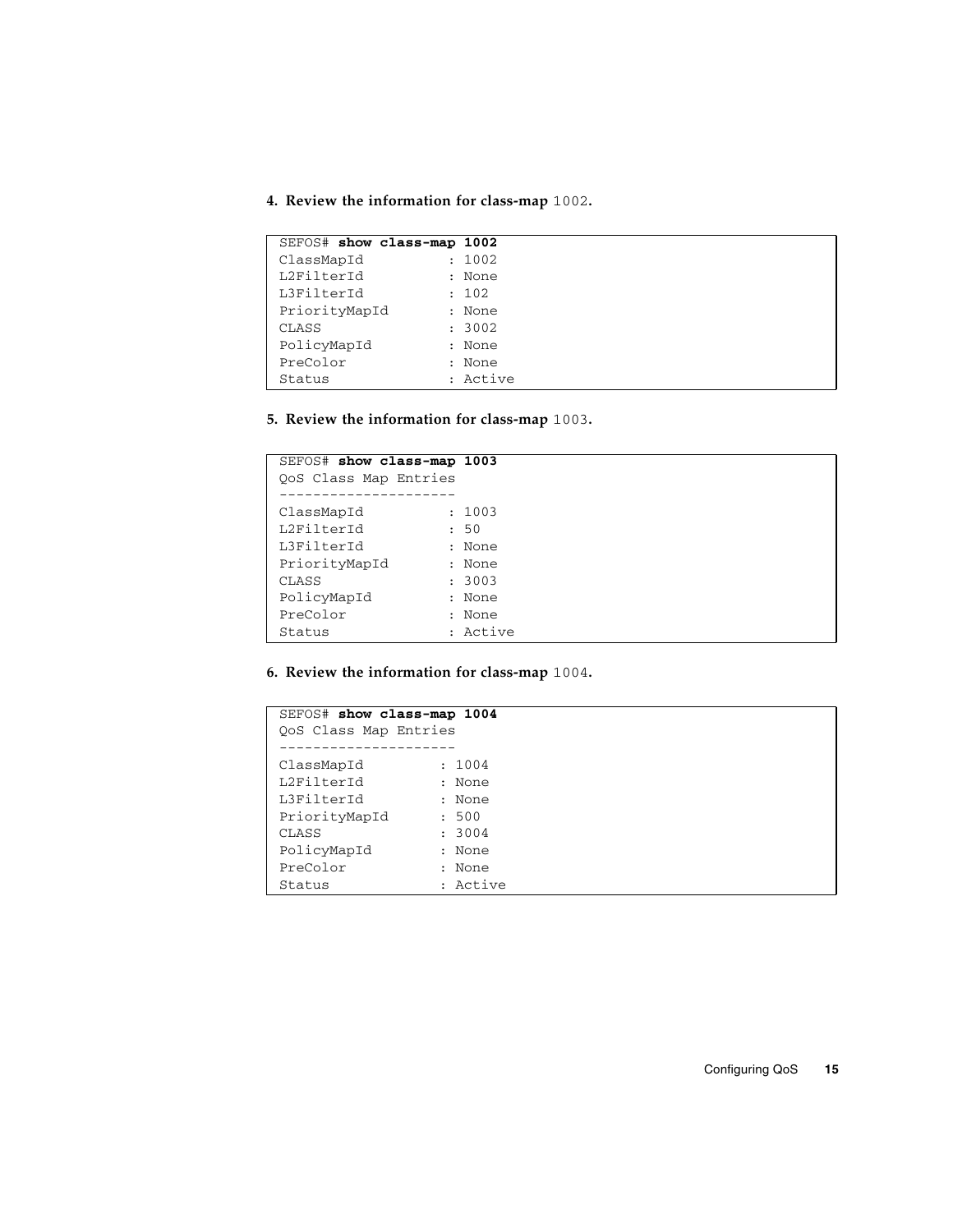4. **Review the information for class-map `1002`.**

```
SEFOS# show class-map 1002
ClassMapId          : 1002
L2FilterId          : None
L3FilterId          : 102
PriorityMapId       : None
CLASS               : 3002
PolicyMapId         : None
PreColor            : None
Status              : Active
```

5. **Review the information for class-map `1003`.**

```
SEFOS# show class-map 1003
QoS Class Map Entries
---------------------
ClassMapId          : 1003
L2FilterId          : 50
L3FilterId          : None
PriorityMapId       : None
CLASS               : 3003
PolicyMapId         : None
PreColor            : None
Status              : Active
```

6. **Review the information for class-map `1004`.**

```
SEFOS# show class-map 1004
QoS Class Map Entries
---------------------
ClassMapId         : 1004
L2FilterId         : None
L3FilterId         : None
PriorityMapId      : 500
CLASS              : 3004
PolicyMapId        : None
PreColor           : None
Status             : Active
```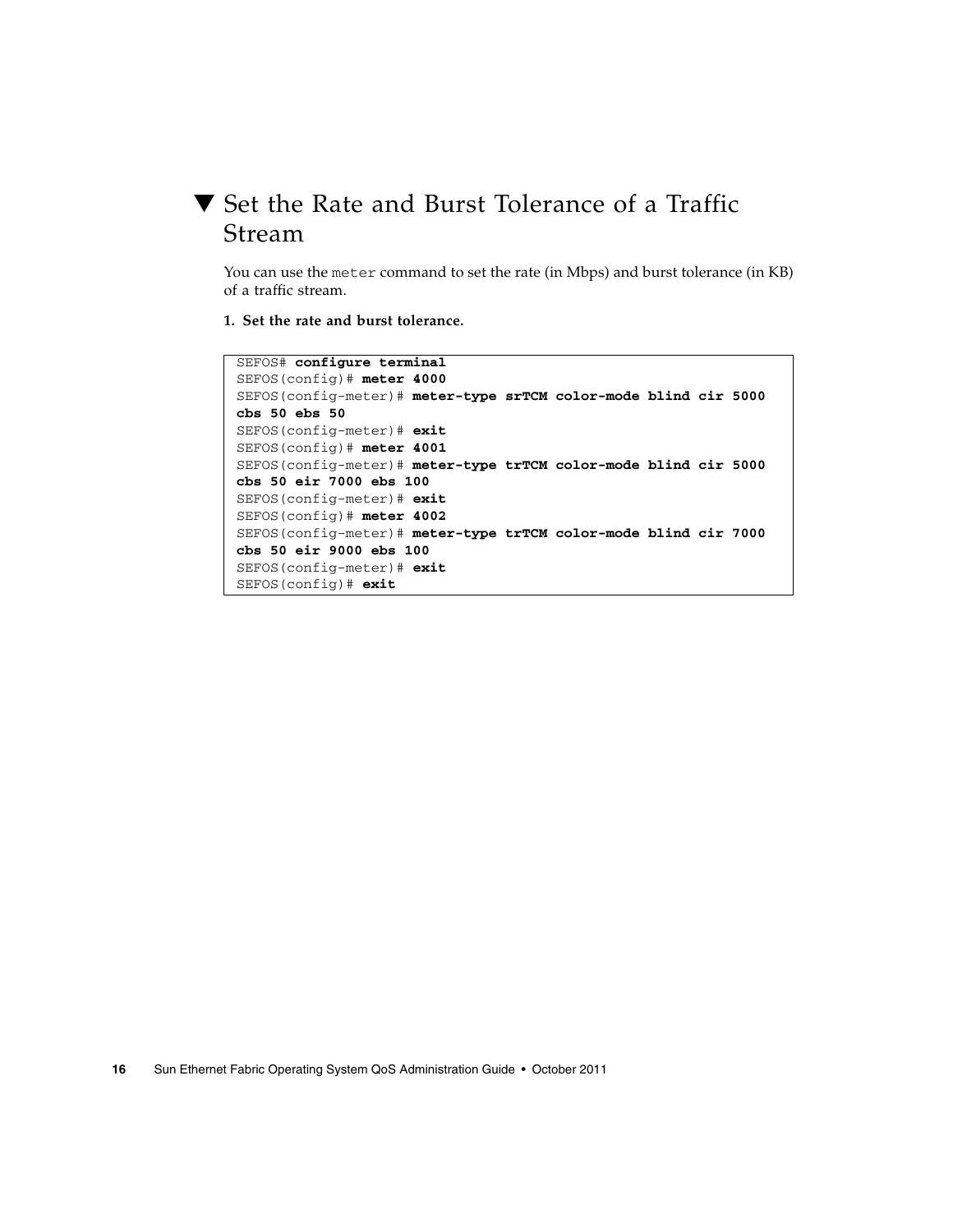## ▼ Set the Rate and Burst Tolerance of a Traffic Stream

You can use the `meter` command to set the rate (in Mbps) and burst tolerance (in KB) of a traffic stream.

**1. Set the rate and burst tolerance.**

```
SEFOS# configure terminal
SEFOS(config)# meter 4000
SEFOS(config-meter)# meter-type srTCM color-mode blind cir 5000
cbs 50 ebs 50
SEFOS(config-meter)# exit
SEFOS(config)# meter 4001
SEFOS(config-meter)# meter-type trTCM color-mode blind cir 5000
cbs 50 eir 7000 ebs 100
SEFOS(config-meter)# exit
SEFOS(config)# meter 4002
SEFOS(config-meter)# meter-type trTCM color-mode blind cir 7000
cbs 50 eir 9000 ebs 100
SEFOS(config-meter)# exit
SEFOS(config)# exit
```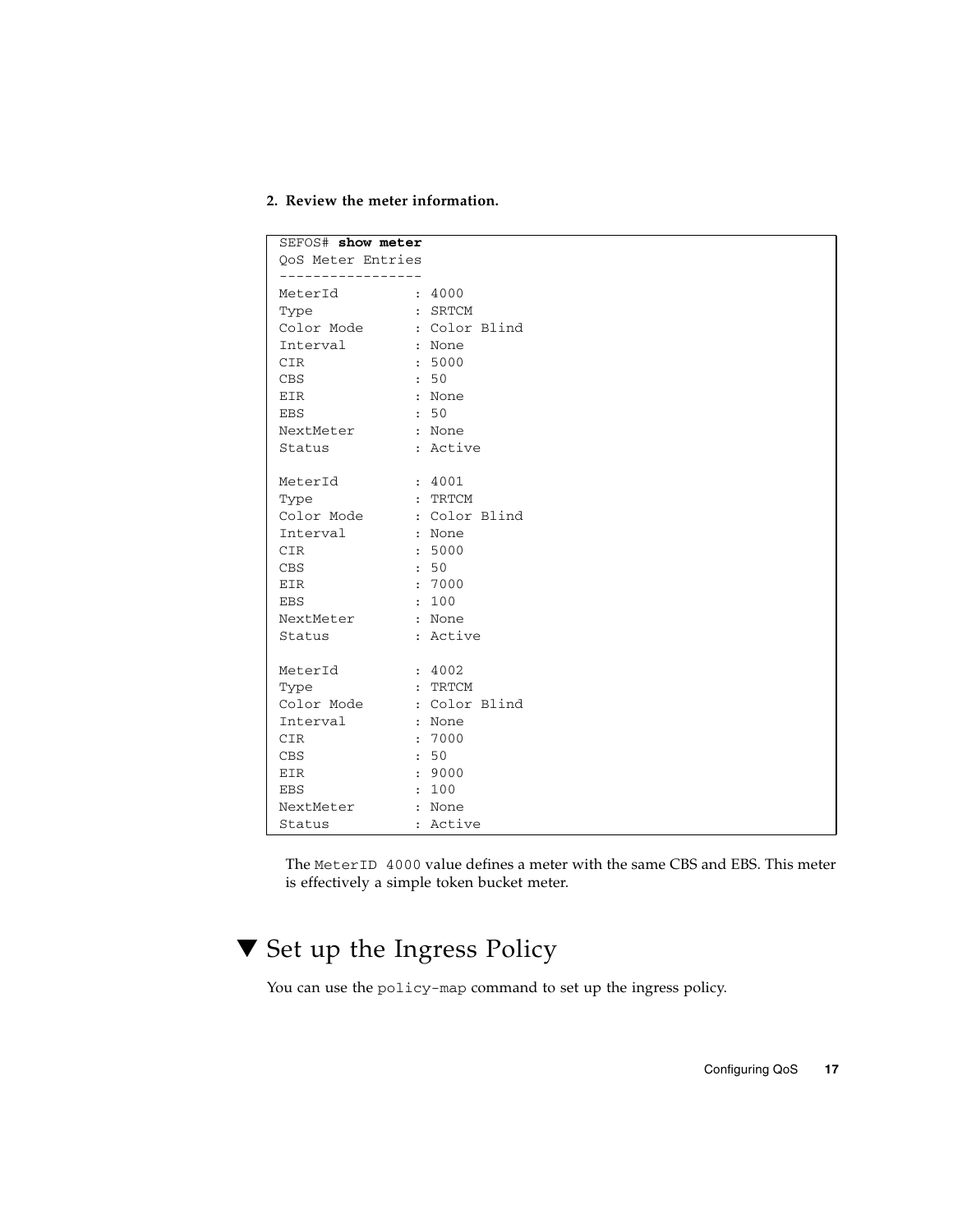2. **Review the meter information.**

```
SEFOS# show meter
QoS Meter Entries
-----------------
MeterId         : 4000
Type            : SRTCM
Color Mode      : Color Blind
Interval        : None
CIR             : 5000
CBS             : 50
EIR             : None
EBS             : 50
NextMeter       : None
Status          : Active

MeterId         : 4001
Type            : TRTCM
Color Mode      : Color Blind
Interval        : None
CIR             : 5000
CBS             : 50
EIR             : 7000
EBS             : 100
NextMeter       : None
Status          : Active

MeterId         : 4002
Type            : TRTCM
Color Mode      : Color Blind
Interval        : None
CIR             : 7000
CBS             : 50
EIR             : 9000
EBS             : 100
NextMeter       : None
Status          : Active
```

The `MeterID 4000` value defines a meter with the same CBS and EBS. This meter is effectively a simple token bucket meter.

## ▼ Set up the Ingress Policy

You can use the `policy-map` command to set up the ingress policy.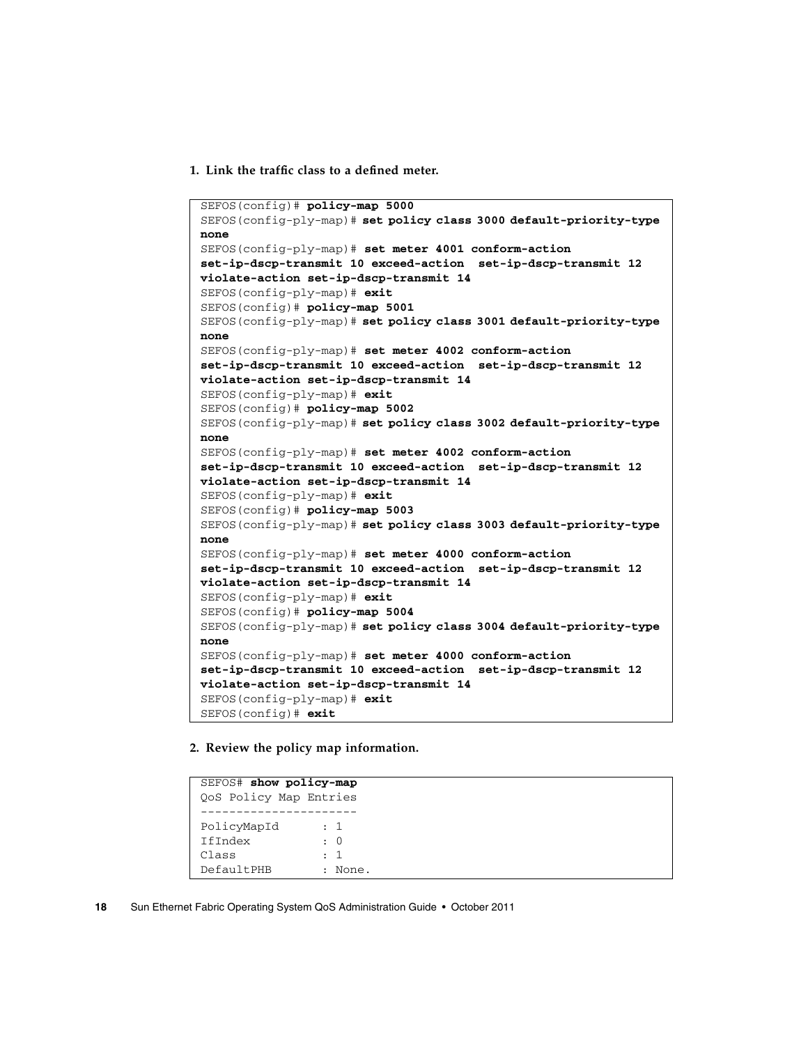1. **Link the traffic class to a defined meter.**

```
SEFOS(config)# policy-map 5000
SEFOS(config-ply-map)# set policy class 3000 default-priority-type
none
SEFOS(config-ply-map)# set meter 4001 conform-action
set-ip-dscp-transmit 10 exceed-action  set-ip-dscp-transmit 12
violate-action set-ip-dscp-transmit 14
SEFOS(config-ply-map)# exit
SEFOS(config)# policy-map 5001
SEFOS(config-ply-map)# set policy class 3001 default-priority-type
none
SEFOS(config-ply-map)# set meter 4002 conform-action
set-ip-dscp-transmit 10 exceed-action  set-ip-dscp-transmit 12
violate-action set-ip-dscp-transmit 14
SEFOS(config-ply-map)# exit
SEFOS(config)# policy-map 5002
SEFOS(config-ply-map)# set policy class 3002 default-priority-type
none
SEFOS(config-ply-map)# set meter 4002 conform-action
set-ip-dscp-transmit 10 exceed-action  set-ip-dscp-transmit 12
violate-action set-ip-dscp-transmit 14
SEFOS(config-ply-map)# exit
SEFOS(config)# policy-map 5003
SEFOS(config-ply-map)# set policy class 3003 default-priority-type
none
SEFOS(config-ply-map)# set meter 4000 conform-action
set-ip-dscp-transmit 10 exceed-action  set-ip-dscp-transmit 12
violate-action set-ip-dscp-transmit 14
SEFOS(config-ply-map)# exit
SEFOS(config)# policy-map 5004
SEFOS(config-ply-map)# set policy class 3004 default-priority-type
none
SEFOS(config-ply-map)# set meter 4000 conform-action
set-ip-dscp-transmit 10 exceed-action  set-ip-dscp-transmit 12
violate-action set-ip-dscp-transmit 14
SEFOS(config-ply-map)# exit
SEFOS(config)# exit
```

2. **Review the policy map information.**

```
SEFOS# show policy-map
QoS Policy Map Entries
----------------------
PolicyMapId      : 1
IfIndex          : 0
Class            : 1
DefaultPHB       : None.
```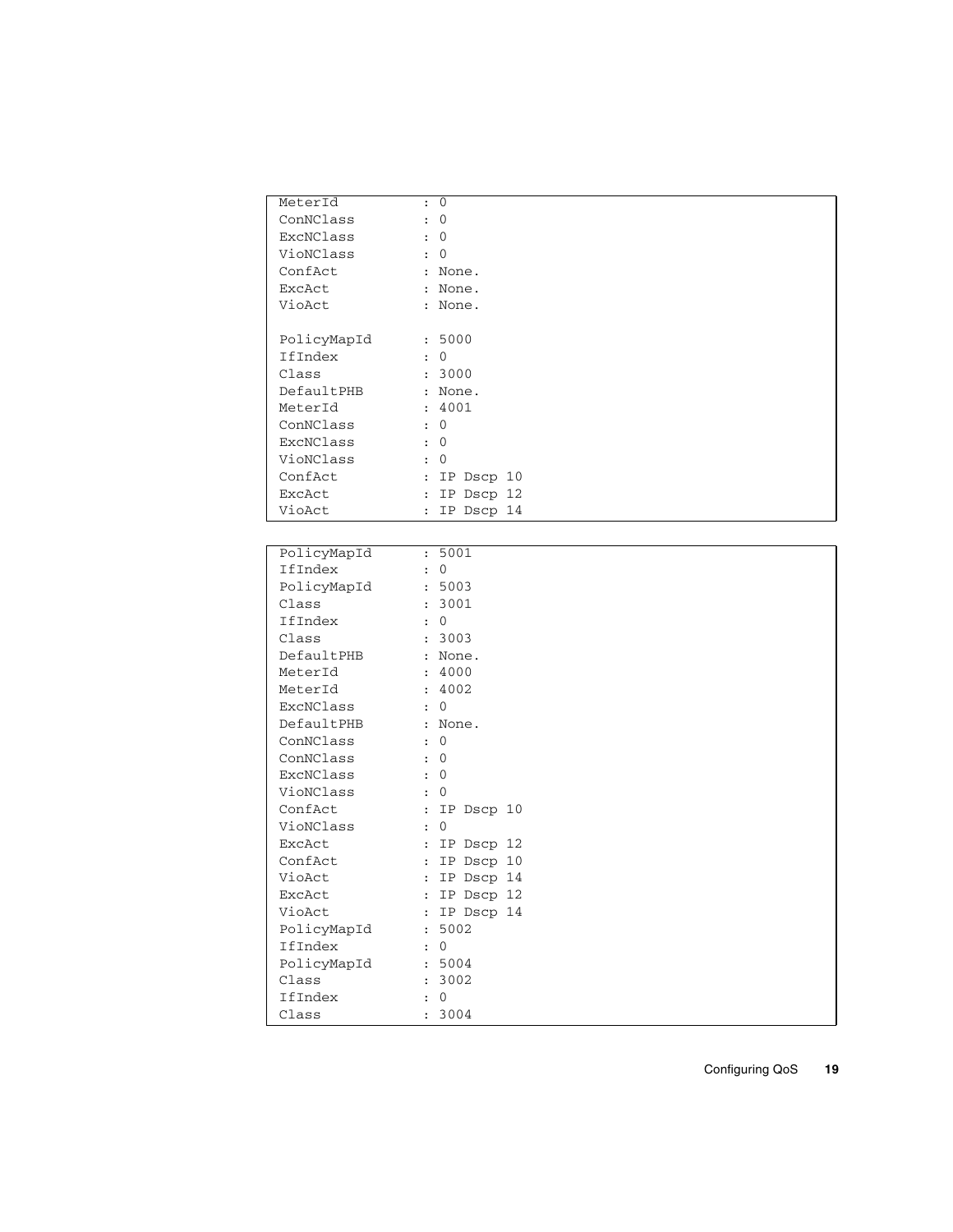```
MeterId          : 0
ConNClass        : 0
ExcNClass        : 0
VioNClass        : 0
ConfAct          : None.
ExcAct           : None.
VioAct           : None.

PolicyMapId      : 5000
IfIndex          : 0
Class            : 3000
DefaultPHB       : None.
MeterId          : 4001
ConNClass        : 0
ExcNClass        : 0
VioNClass        : 0
ConfAct          : IP Dscp 10
ExcAct           : IP Dscp 12
VioAct           : IP Dscp 14
```

```
PolicyMapId      : 5001
IfIndex          : 0
PolicyMapId      : 5003
Class            : 3001
IfIndex          : 0
Class            : 3003
DefaultPHB       : None.
MeterId          : 4000
MeterId          : 4002
ExcNClass        : 0
DefaultPHB       : None.
ConNClass        : 0
ConNClass        : 0
ExcNClass        : 0
VioNClass        : 0
ConfAct          : IP Dscp 10
VioNClass        : 0
ExcAct           : IP Dscp 12
ConfAct          : IP Dscp 10
VioAct           : IP Dscp 14
ExcAct           : IP Dscp 12
VioAct           : IP Dscp 14
PolicyMapId      : 5002
IfIndex          : 0
PolicyMapId      : 5004
Class            : 3002
IfIndex          : 0
Class            : 3004
```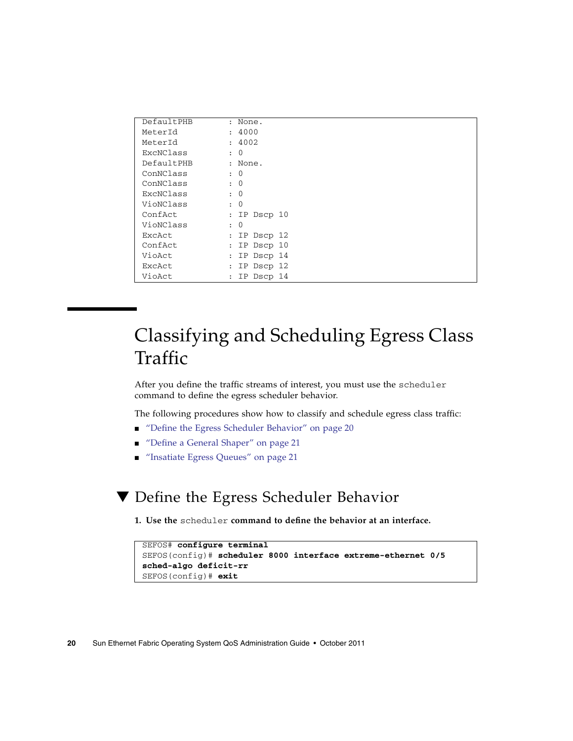```
DefaultPHB          : None.
MeterId             : 4000
MeterId             : 4002
ExcNClass           : 0
DefaultPHB          : None.
ConNClass           : 0
ConNClass           : 0
ExcNClass           : 0
VioNClass           : 0
ConfAct             : IP Dscp 10
VioNClass           : 0
ExcAct              : IP Dscp 12
ConfAct             : IP Dscp 10
VioAct              : IP Dscp 14
ExcAct              : IP Dscp 12
VioAct              : IP Dscp 14
```

# Classifying and Scheduling Egress Class Traffic

After you define the traffic streams of interest, you must use the `scheduler` command to define the egress scheduler behavior.

The following procedures show how to classify and schedule egress class traffic:

- "Define the Egress Scheduler Behavior" on page 20
- "Define a General Shaper" on page 21
- "Insatiate Egress Queues" on page 21

## ▼ Define the Egress Scheduler Behavior

**1. Use the `scheduler` command to define the behavior at an interface.**

```
SEFOS# configure terminal
SEFOS(config)# scheduler 8000 interface extreme-ethernet 0/5
sched-algo deficit-rr
SEFOS(config)# exit
```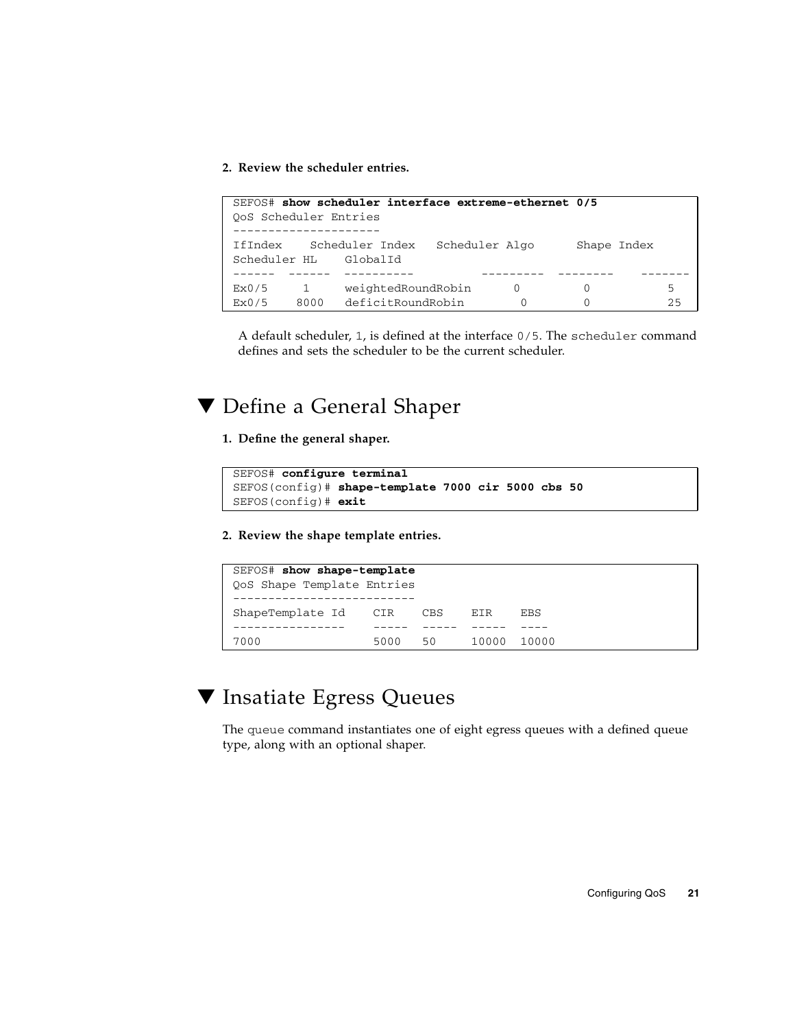2. **Review the scheduler entries.**

```
SEFOS# show scheduler interface extreme-ethernet 0/5
QoS Scheduler Entries
---------------------
IfIndex    Scheduler Index   Scheduler Algo      Shape Index
Scheduler HL    GlobalId
------  ------  ----------          ---------  --------    -------
Ex0/5     1     weightedRoundRobin      0         0           5
Ex0/5    8000   deficitRoundRobin        0         0          25
```

A default scheduler, `1`, is defined at the interface `0/5`. The `scheduler` command defines and sets the scheduler to be the current scheduler.

## ▼ Define a General Shaper

1. **Define the general shaper.**

```
SEFOS# configure terminal
SEFOS(config)# shape-template 7000 cir 5000 cbs 50
SEFOS(config)# exit
```

2. **Review the shape template entries.**

```
SEFOS# show shape-template
QoS Shape Template Entries
--------------------------
ShapeTemplate Id    CIR    CBS    EIR    EBS
----------------    -----  -----  -----  ----
7000                5000   50     10000  10000
```

## ▼ Insatiate Egress Queues

The `queue` command instantiates one of eight egress queues with a defined queue type, along with an optional shaper.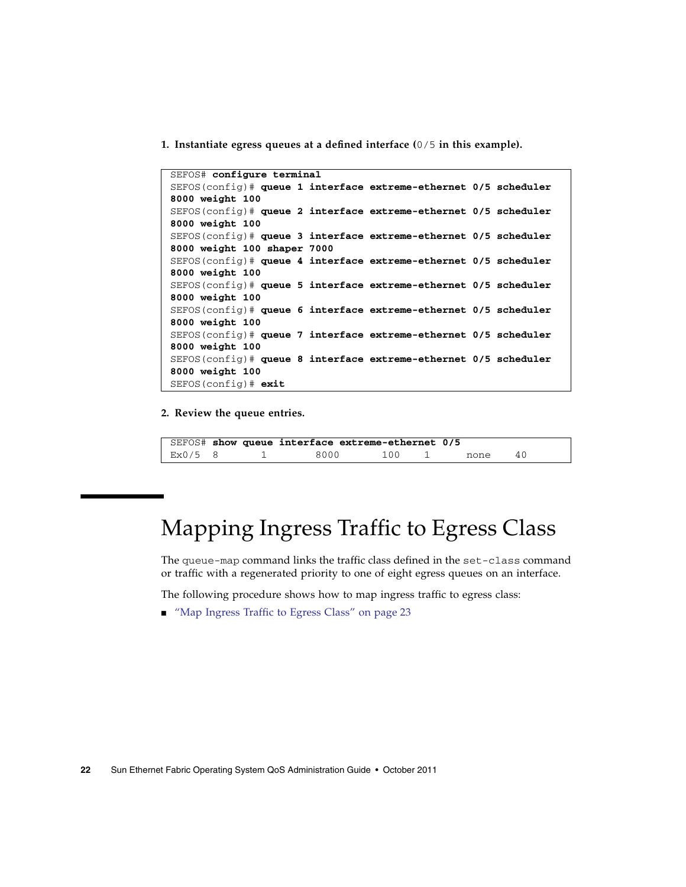1. **Instantiate egress queues at a defined interface (**`0/5` **in this example).**

```
SEFOS# configure terminal
SEFOS(config)# queue 1 interface extreme-ethernet 0/5 scheduler
8000 weight 100
SEFOS(config)# queue 2 interface extreme-ethernet 0/5 scheduler
8000 weight 100
SEFOS(config)# queue 3 interface extreme-ethernet 0/5 scheduler
8000 weight 100 shaper 7000
SEFOS(config)# queue 4 interface extreme-ethernet 0/5 scheduler
8000 weight 100
SEFOS(config)# queue 5 interface extreme-ethernet 0/5 scheduler
8000 weight 100
SEFOS(config)# queue 6 interface extreme-ethernet 0/5 scheduler
8000 weight 100
SEFOS(config)# queue 7 interface extreme-ethernet 0/5 scheduler
8000 weight 100
SEFOS(config)# queue 8 interface extreme-ethernet 0/5 scheduler
8000 weight 100
SEFOS(config)# exit
```

2. **Review the queue entries.**

```
SEFOS# show queue interface extreme-ethernet 0/5
Ex0/5  8      1        8000       100    1       none    40
```

# Mapping Ingress Traffic to Egress Class

The `queue-map` command links the traffic class defined in the `set-class` command or traffic with a regenerated priority to one of eight egress queues on an interface.

The following procedure shows how to map ingress traffic to egress class:

- "Map Ingress Traffic to Egress Class" on page 23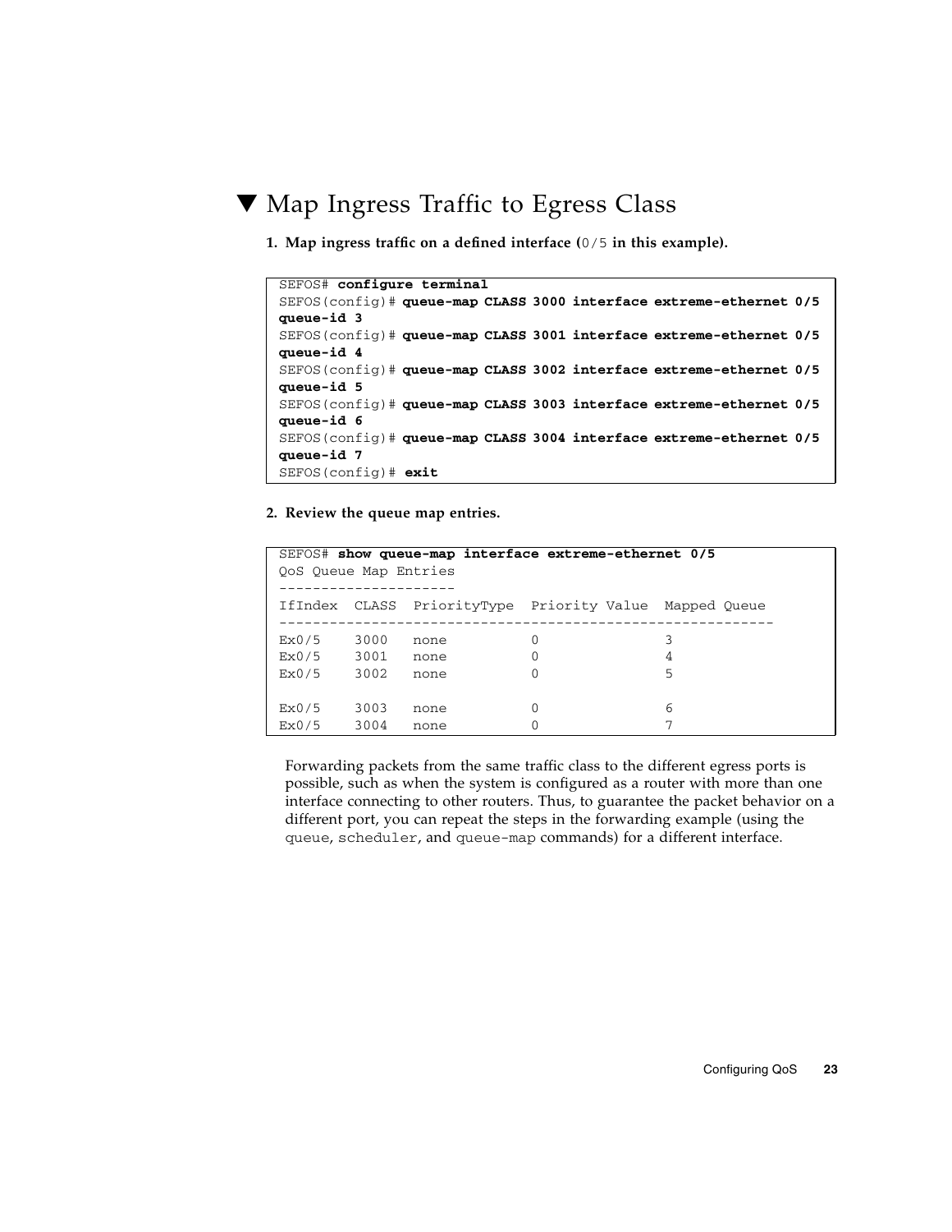## ▼ Map Ingress Traffic to Egress Class

1. **Map ingress traffic on a defined interface (**`0/5` **in this example).**

```
SEFOS# configure terminal
SEFOS(config)# queue-map CLASS 3000 interface extreme-ethernet 0/5
queue-id 3
SEFOS(config)# queue-map CLASS 3001 interface extreme-ethernet 0/5
queue-id 4
SEFOS(config)# queue-map CLASS 3002 interface extreme-ethernet 0/5
queue-id 5
SEFOS(config)# queue-map CLASS 3003 interface extreme-ethernet 0/5
queue-id 6
SEFOS(config)# queue-map CLASS 3004 interface extreme-ethernet 0/5
queue-id 7
SEFOS(config)# exit
```

2. **Review the queue map entries.**

```
SEFOS# show queue-map interface extreme-ethernet 0/5
QoS Queue Map Entries
---------------------
IfIndex  CLASS  PriorityType  Priority Value  Mapped Queue
-----------------------------------------------------------
Ex0/5    3000   none          0               3
Ex0/5    3001   none          0               4
Ex0/5    3002   none          0               5

Ex0/5    3003   none          0               6
Ex0/5    3004   none          0               7
```

Forwarding packets from the same traffic class to the different egress ports is possible, such as when the system is configured as a router with more than one interface connecting to other routers. Thus, to guarantee the packet behavior on a different port, you can repeat the steps in the forwarding example (using the `queue`, `scheduler`, and `queue-map` commands) for a different interface.